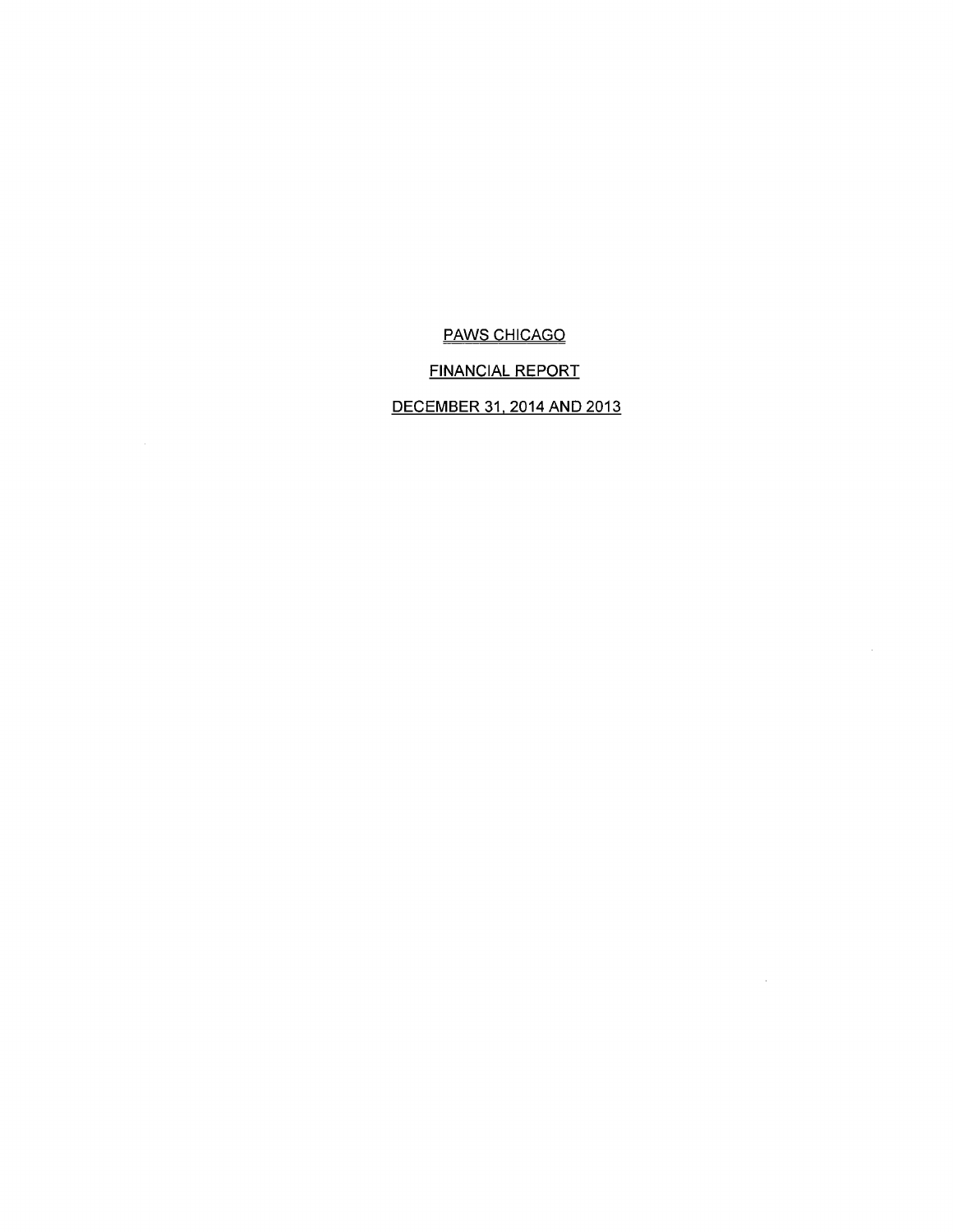# PAWS CHICAGO

## FINANCIAL REPORT

## DECEMBER 31, 2014 AND 2013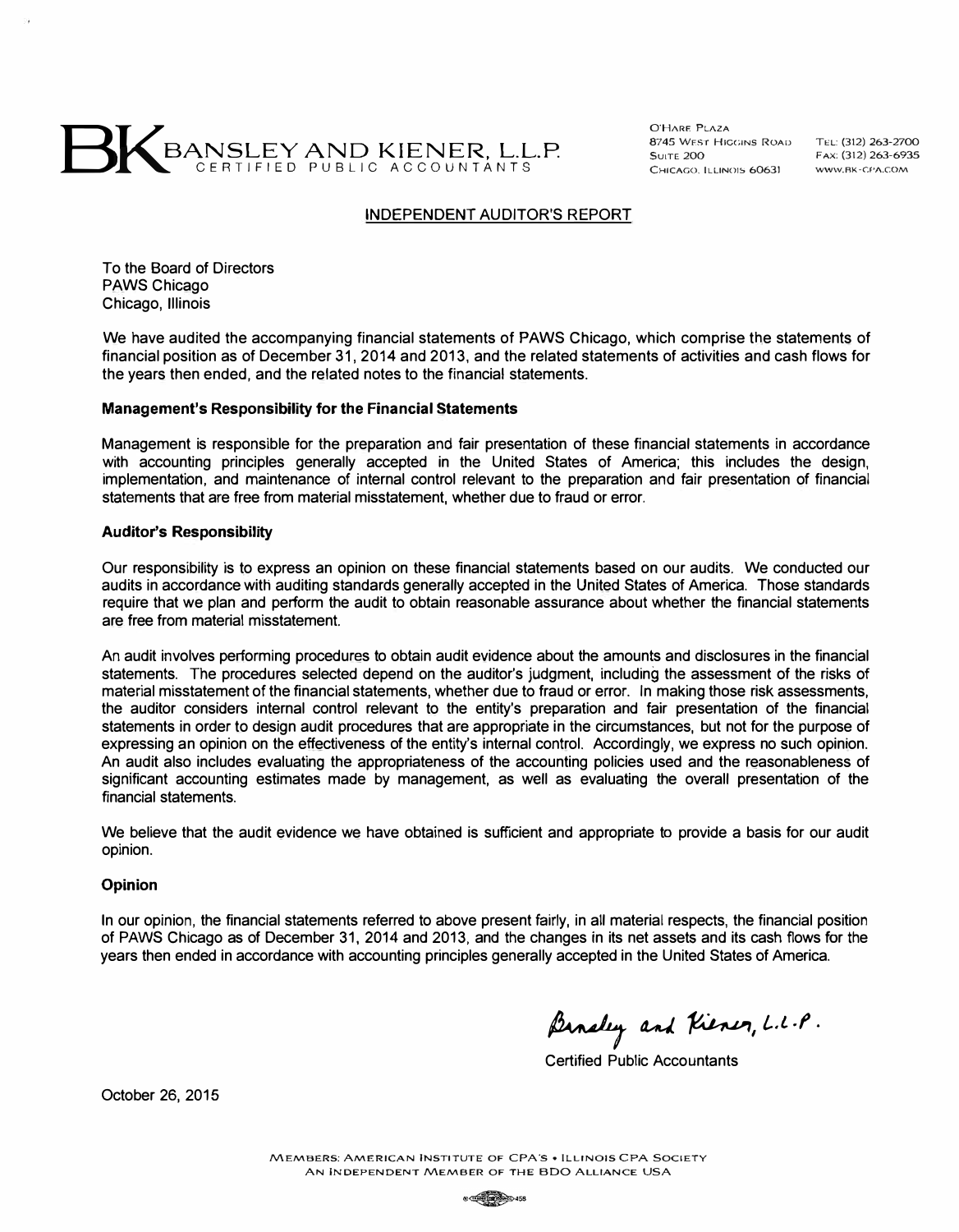**BK BANSLEY AND KIENER, L.L.P.**
CERTIFIED PUBLIC ACCOUNTANTS

O'HARE PLAZA
8745 WEST HIGGINS ROAD
SUITE 200
CHICAGO, ILLINOIS 60631

TEL: (312) 263-2700
FAX: (312) 263-6935
WWW.BK-CPA.COM

## INDEPENDENT AUDITOR'S REPORT

To the Board of Directors
PAWS Chicago
Chicago, Illinois

We have audited the accompanying financial statements of PAWS Chicago, which comprise the statements of financial position as of December 31, 2014 and 2013, and the related statements of activities and cash flows for the years then ended, and the related notes to the financial statements.

### Management's Responsibility for the Financial Statements

Management is responsible for the preparation and fair presentation of these financial statements in accordance with accounting principles generally accepted in the United States of America; this includes the design, implementation, and maintenance of internal control relevant to the preparation and fair presentation of financial statements that are free from material misstatement, whether due to fraud or error.

### Auditor's Responsibility

Our responsibility is to express an opinion on these financial statements based on our audits. We conducted our audits in accordance with auditing standards generally accepted in the United States of America. Those standards require that we plan and perform the audit to obtain reasonable assurance about whether the financial statements are free from material misstatement.

An audit involves performing procedures to obtain audit evidence about the amounts and disclosures in the financial statements. The procedures selected depend on the auditor's judgment, including the assessment of the risks of material misstatement of the financial statements, whether due to fraud or error. In making those risk assessments, the auditor considers internal control relevant to the entity's preparation and fair presentation of the financial statements in order to design audit procedures that are appropriate in the circumstances, but not for the purpose of expressing an opinion on the effectiveness of the entity's internal control. Accordingly, we express no such opinion. An audit also includes evaluating the appropriateness of the accounting policies used and the reasonableness of significant accounting estimates made by management, as well as evaluating the overall presentation of the financial statements.

We believe that the audit evidence we have obtained is sufficient and appropriate to provide a basis for our audit opinion.

### Opinion

In our opinion, the financial statements referred to above present fairly, in all material respects, the financial position of PAWS Chicago as of December 31, 2014 and 2013, and the changes in its net assets and its cash flows for the years then ended in accordance with accounting principles generally accepted in the United States of America.

Bansley and Kiener, L.L.P.

Certified Public Accountants

October 26, 2015

MEMBERS: AMERICAN INSTITUTE OF CPA'S • ILLINOIS CPA SOCIETY
AN INDEPENDENT MEMBER OF THE BDO ALLIANCE USA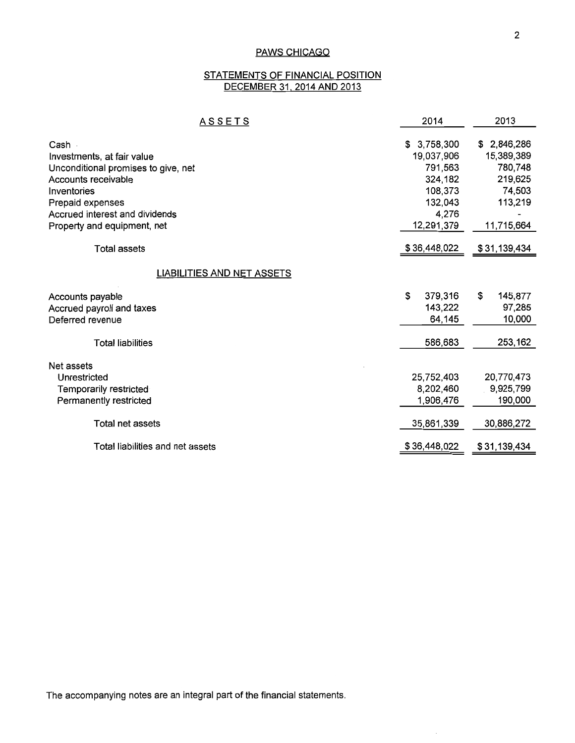# PAWS CHICAGO

## STATEMENTS OF FINANCIAL POSITION
## DECEMBER 31, 2014 AND 2013

| ASSETS | 2014 | 2013 |
|---|---|---|
| Cash | $ 3,758,300 | $ 2,846,286 |
| Investments, at fair value | 19,037,906 | 15,389,389 |
| Unconditional promises to give, net | 791,563 | 780,748 |
| Accounts receivable | 324,182 | 219,625 |
| Inventories | 108,373 | 74,503 |
| Prepaid expenses | 132,043 | 113,219 |
| Accrued interest and dividends | 4,276 | - |
| Property and equipment, net | 12,291,379 | 11,715,664 |
| Total assets | $ 36,448,022 | $ 31,139,434 |
| **LIABILITIES AND NET ASSETS** | | |
| Accounts payable | $ 379,316 | $ 145,877 |
| Accrued payroll and taxes | 143,222 | 97,285 |
| Deferred revenue | 64,145 | 10,000 |
| Total liabilities | 586,683 | 253,162 |
| Net assets | | |
| Unrestricted | 25,752,403 | 20,770,473 |
| Temporarily restricted | 8,202,460 | 9,925,799 |
| Permanently restricted | 1,906,476 | 190,000 |
| Total net assets | 35,861,339 | 30,886,272 |
| Total liabilities and net assets | $ 36,448,022 | $ 31,139,434 |

The accompanying notes are an integral part of the financial statements.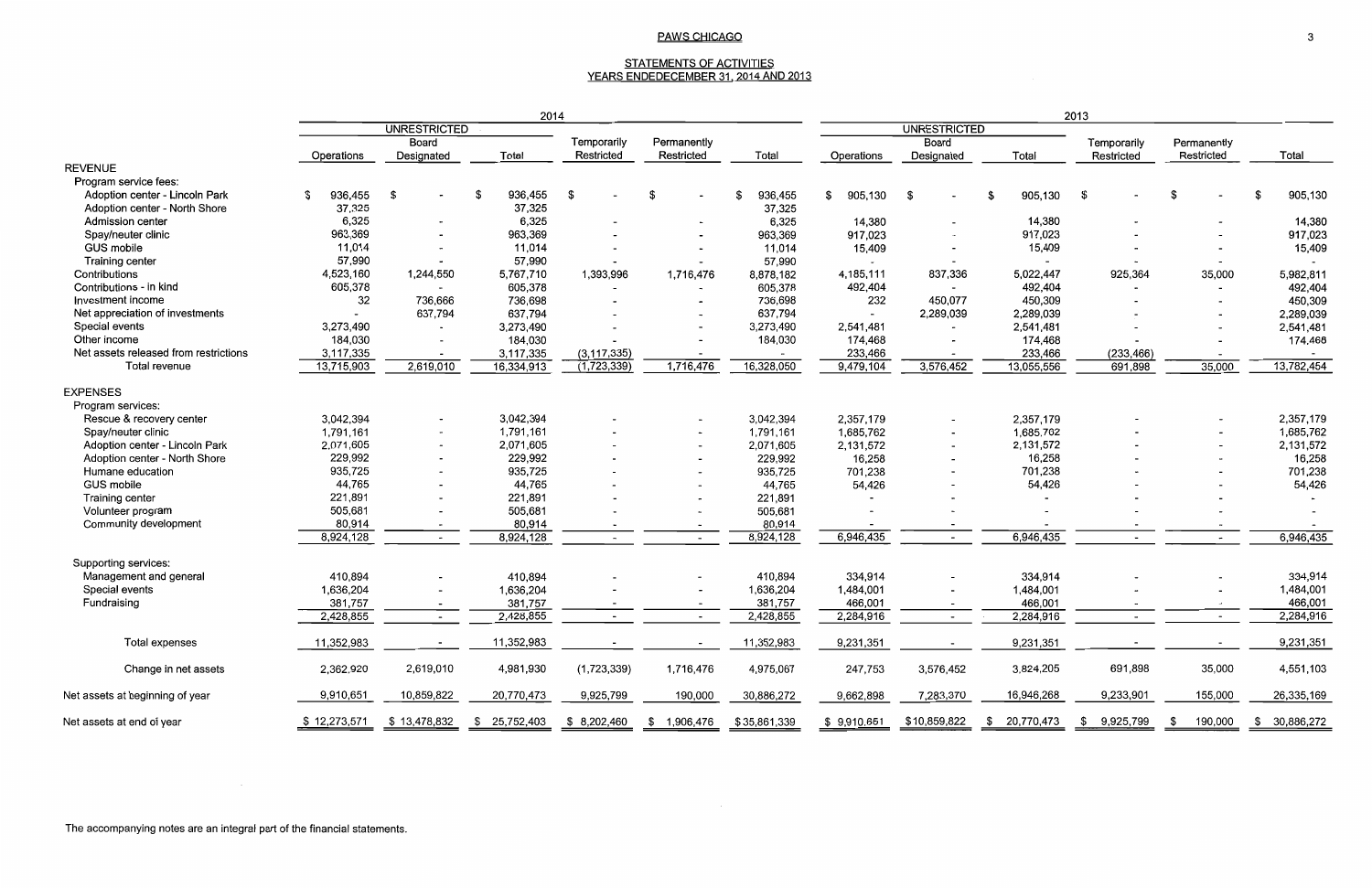PAWS CHICAGO

STATEMENTS OF ACTIVITIES
YEARS ENDEDECEMBER 31, 2014 AND 2013

| | 2014 | | | | | | 2013 | | | | | |
|---|---|---|---|---|---|---|---|---|---|---|---|---|
| | UNRESTRICTED | | | | | | UNRESTRICTED | | | | | |
| | Operations | Board Designated | Total | Temporarily Restricted | Permanently Restricted | Total | Operations | Board Designated | Total | Temporarily Restricted | Permanently Restricted | Total |
| **REVENUE** | | | | | | | | | | | | |
| Program service fees: | | | | | | | | | | | | |
| Adoption center - Lincoln Park | $ 936,455 | $ - | $ 936,455 | $ - | $ - | $ 936,455 | $ 905,130 | $ - | $ 905,130 | $ - | $ - | $ 905,130 |
| Adoption center - North Shore | 37,325 | | 37,325 | | | 37,325 | | | | | | |
| Admission center | 6,325 | - | 6,325 | - | - | 6,325 | 14,380 | - | 14,380 | - | - | 14,380 |
| Spay/neuter clinic | 963,369 | - | 963,369 | - | - | 963,369 | 917,023 | - | 917,023 | - | - | 917,023 |
| GUS mobile | 11,014 | - | 11,014 | - | - | 11,014 | 15,409 | - | 15,409 | - | - | 15,409 |
| Training center | 57,990 | - | 57,990 | - | - | 57,990 | - | - | - | - | - | - |
| Contributions | 4,523,160 | 1,244,550 | 5,767,710 | 1,393,996 | 1,716,476 | 8,878,182 | 4,185,111 | 837,336 | 5,022,447 | 925,364 | 35,000 | 5,982,811 |
| Contributions - in kind | 605,378 | - | 605,378 | - | - | 605,378 | 492,404 | - | 492,404 | - | - | 492,404 |
| Investment income | 32 | 736,666 | 736,698 | - | - | 736,698 | 232 | 450,077 | 450,309 | - | - | 450,309 |
| Net appreciation of investments | - | 637,794 | 637,794 | - | - | 637,794 | - | 2,289,039 | 2,289,039 | - | - | 2,289,039 |
| Special events | 3,273,490 | - | 3,273,490 | - | - | 3,273,490 | 2,541,481 | - | 2,541,481 | - | - | 2,541,481 |
| Other income | 184,030 | - | 184,030 | - | - | 184,030 | 174,468 | - | 174,468 | - | - | 174,468 |
| Net assets released from restrictions | 3,117,335 | - | 3,117,335 | (3,117,335) | - | - | 233,466 | - | 233,466 | (233,466) | - | - |
| Total revenue | 13,715,903 | 2,619,010 | 16,334,913 | (1,723,339) | 1,716,476 | 16,328,050 | 9,479,104 | 3,576,452 | 13,055,556 | 691,898 | 35,000 | 13,782,454 |
| **EXPENSES** | | | | | | | | | | | | |
| Program services: | | | | | | | | | | | | |
| Rescue & recovery center | 3,042,394 | - | 3,042,394 | - | - | 3,042,394 | 2,357,179 | - | 2,357,179 | - | - | 2,357,179 |
| Spay/neuter clinic | 1,791,161 | - | 1,791,161 | - | - | 1,791,161 | 1,685,762 | - | 1,685,762 | - | - | 1,685,762 |
| Adoption center - Lincoln Park | 2,071,605 | - | 2,071,605 | - | - | 2,071,605 | 2,131,572 | - | 2,131,572 | - | - | 2,131,572 |
| Adoption center - North Shore | 229,992 | - | 229,992 | - | - | 229,992 | 16,258 | - | 16,258 | - | - | 16,258 |
| Humane education | 935,725 | - | 935,725 | - | - | 935,725 | 701,238 | - | 701,238 | - | - | 701,238 |
| GUS mobile | 44,765 | - | 44,765 | - | - | 44,765 | 54,426 | - | 54,426 | - | - | 54,426 |
| Training center | 221,891 | - | 221,891 | - | - | 221,891 | - | - | - | - | - | - |
| Volunteer program | 505,681 | - | 505,681 | - | - | 505,681 | - | - | - | - | - | - |
| Community development | 80,914 | - | 80,914 | - | - | 80,914 | - | - | - | - | - | - |
| | 8,924,128 | - | 8,924,128 | - | - | 8,924,128 | 6,946,435 | - | 6,946,435 | - | - | 6,946,435 |
| Supporting services: | | | | | | | | | | | | |
| Management and general | 410,894 | - | 410,894 | - | - | 410,894 | 334,914 | - | 334,914 | - | - | 334,914 |
| Special events | 1,636,204 | - | 1,636,204 | - | - | 1,636,204 | 1,484,001 | - | 1,484,001 | - | - | 1,484,001 |
| Fundraising | 381,757 | - | 381,757 | - | - | 381,757 | 466,001 | - | 466,001 | - | - | 466,001 |
| | 2,428,855 | - | 2,428,855 | - | - | 2,428,855 | 2,284,916 | - | 2,284,916 | - | - | 2,284,916 |
| Total expenses | 11,352,983 | - | 11,352,983 | - | - | 11,352,983 | 9,231,351 | - | 9,231,351 | - | - | 9,231,351 |
| Change in net assets | 2,362,920 | 2,619,010 | 4,981,930 | (1,723,339) | 1,716,476 | 4,975,067 | 247,753 | 3,576,452 | 3,824,205 | 691,898 | 35,000 | 4,551,103 |
| Net assets at beginning of year | 9,910,651 | 10,859,822 | 20,770,473 | 9,925,799 | 190,000 | 30,886,272 | 9,662,898 | 7,283,370 | 16,946,268 | 9,233,901 | 155,000 | 26,335,169 |
| Net assets at end of year | $ 12,273,571 | $ 13,478,832 | $ 25,752,403 | $ 8,202,460 | $ 1,906,476 | $ 35,861,339 | $ 9,910,651 | $ 10,859,822 | $ 20,770,473 | $ 9,925,799 | $ 190,000 | $ 30,886,272 |

The accompanying notes are an integral part of the financial statements.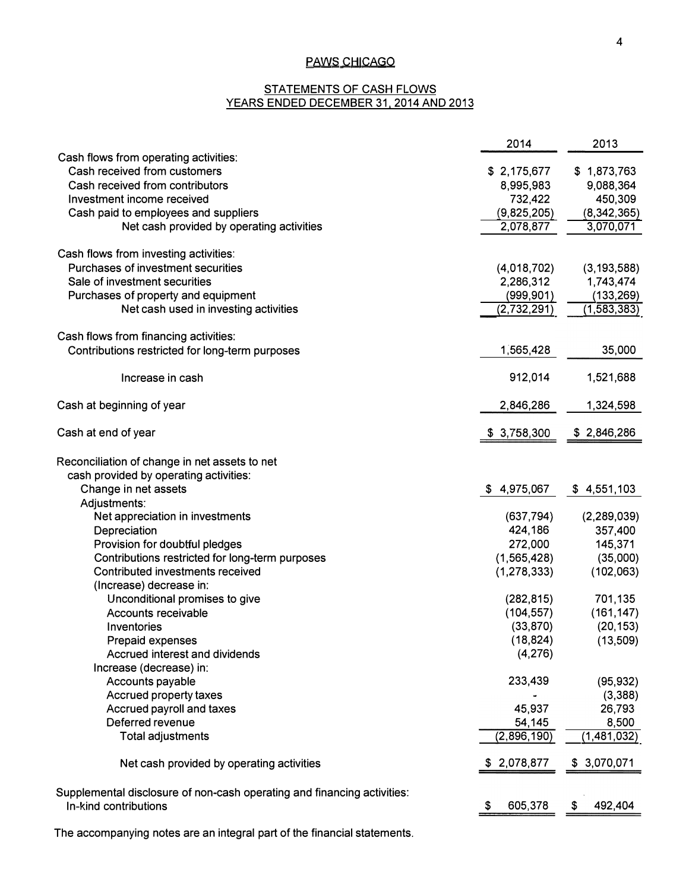# PAWS CHICAGO

## STATEMENTS OF CASH FLOWS
## YEARS ENDED DECEMBER 31, 2014 AND 2013

| | 2014 | 2013 |
|---|---|---|
| Cash flows from operating activities: | | |
| Cash received from customers | $ 2,175,677 | $ 1,873,763 |
| Cash received from contributors | 8,995,983 | 9,088,364 |
| Investment income received | 732,422 | 450,309 |
| Cash paid to employees and suppliers | (9,825,205) | (8,342,365) |
| Net cash provided by operating activities | 2,078,877 | 3,070,071 |
| Cash flows from investing activities: | | |
| Purchases of investment securities | (4,018,702) | (3,193,588) |
| Sale of investment securities | 2,286,312 | 1,743,474 |
| Purchases of property and equipment | (999,901) | (133,269) |
| Net cash used in investing activities | (2,732,291) | (1,583,383) |
| Cash flows from financing activities: | | |
| Contributions restricted for long-term purposes | 1,565,428 | 35,000 |
| Increase in cash | 912,014 | 1,521,688 |
| Cash at beginning of year | 2,846,286 | 1,324,598 |
| Cash at end of year | $ 3,758,300 | $ 2,846,286 |
| Reconciliation of change in net assets to net cash provided by operating activities: | | |
| Change in net assets | $ 4,975,067 | $ 4,551,103 |
| Adjustments: | | |
| Net appreciation in investments | (637,794) | (2,289,039) |
| Depreciation | 424,186 | 357,400 |
| Provision for doubtful pledges | 272,000 | 145,371 |
| Contributions restricted for long-term purposes | (1,565,428) | (35,000) |
| Contributed investments received | (1,278,333) | (102,063) |
| (Increase) decrease in: | | |
| Unconditional promises to give | (282,815) | 701,135 |
| Accounts receivable | (104,557) | (161,147) |
| Inventories | (33,870) | (20,153) |
| Prepaid expenses | (18,824) | (13,509) |
| Accrued interest and dividends | (4,276) | |
| Increase (decrease) in: | | |
| Accounts payable | 233,439 | (95,932) |
| Accrued property taxes | - | (3,388) |
| Accrued payroll and taxes | 45,937 | 26,793 |
| Deferred revenue | 54,145 | 8,500 |
| Total adjustments | (2,896,190) | (1,481,032) |
| Net cash provided by operating activities | $ 2,078,877 | $ 3,070,071 |
| Supplemental disclosure of non-cash operating and financing activities: | | |
| In-kind contributions | $ 605,378 | $ 492,404 |

The accompanying notes are an integral part of the financial statements.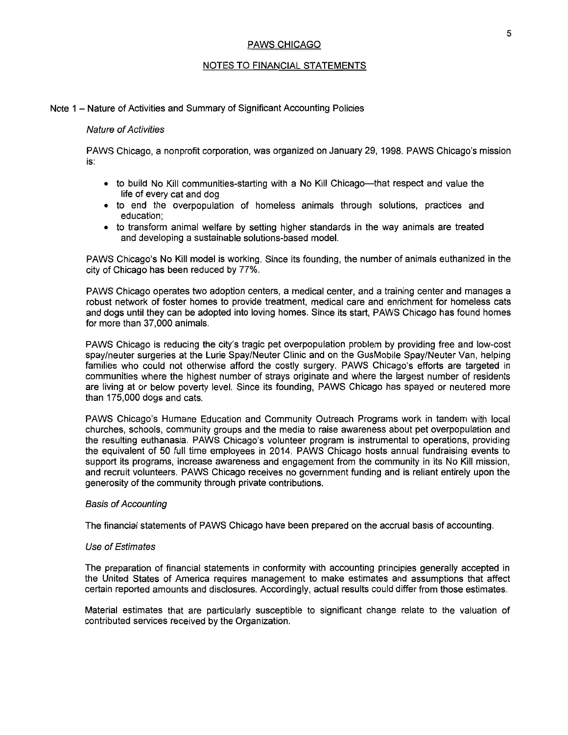PAWS CHICAGO

NOTES TO FINANCIAL STATEMENTS

## Note 1 – Nature of Activities and Summary of Significant Accounting Policies

### *Nature of Activities*

PAWS Chicago, a nonprofit corporation, was organized on January 29, 1998. PAWS Chicago's mission is:

- to build No Kill communities-starting with a No Kill Chicago—that respect and value the life of every cat and dog
- to end the overpopulation of homeless animals through solutions, practices and education;
- to transform animal welfare by setting higher standards in the way animals are treated and developing a sustainable solutions-based model.

PAWS Chicago's No Kill model is working. Since its founding, the number of animals euthanized in the city of Chicago has been reduced by 77%.

PAWS Chicago operates two adoption centers, a medical center, and a training center and manages a robust network of foster homes to provide treatment, medical care and enrichment for homeless cats and dogs until they can be adopted into loving homes. Since its start, PAWS Chicago has found homes for more than 37,000 animals.

PAWS Chicago is reducing the city's tragic pet overpopulation problem by providing free and low-cost spay/neuter surgeries at the Lurie Spay/Neuter Clinic and on the GusMobile Spay/Neuter Van, helping families who could not otherwise afford the costly surgery. PAWS Chicago's efforts are targeted in communities where the highest number of strays originate and where the largest number of residents are living at or below poverty level. Since its founding, PAWS Chicago has spayed or neutered more than 175,000 dogs and cats.

PAWS Chicago's Humane Education and Community Outreach Programs work in tandem with local churches, schools, community groups and the media to raise awareness about pet overpopulation and the resulting euthanasia. PAWS Chicago's volunteer program is instrumental to operations, providing the equivalent of 50 full time employees in 2014. PAWS Chicago hosts annual fundraising events to support its programs, increase awareness and engagement from the community in its No Kill mission, and recruit volunteers. PAWS Chicago receives no government funding and is reliant entirely upon the generosity of the community through private contributions.

### *Basis of Accounting*

The financial statements of PAWS Chicago have been prepared on the accrual basis of accounting.

### *Use of Estimates*

The preparation of financial statements in conformity with accounting principles generally accepted in the United States of America requires management to make estimates and assumptions that affect certain reported amounts and disclosures. Accordingly, actual results could differ from those estimates.

Material estimates that are particularly susceptible to significant change relate to the valuation of contributed services received by the Organization.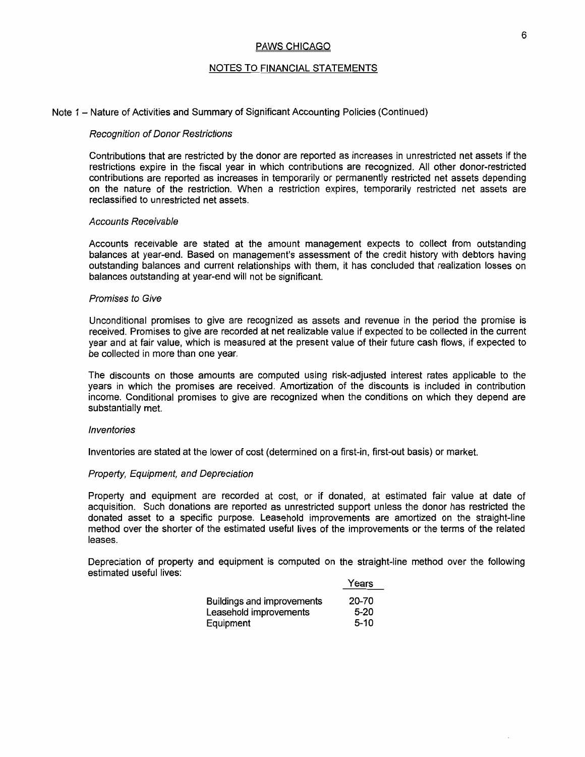## PAWS CHICAGO

## NOTES TO FINANCIAL STATEMENTS

### Note 1 – Nature of Activities and Summary of Significant Accounting Policies (Continued)

*Recognition of Donor Restrictions*

Contributions that are restricted by the donor are reported as increases in unrestricted net assets if the restrictions expire in the fiscal year in which contributions are recognized. All other donor-restricted contributions are reported as increases in temporarily or permanently restricted net assets depending on the nature of the restriction. When a restriction expires, temporarily restricted net assets are reclassified to unrestricted net assets.

*Accounts Receivable*

Accounts receivable are stated at the amount management expects to collect from outstanding balances at year-end. Based on management's assessment of the credit history with debtors having outstanding balances and current relationships with them, it has concluded that realization losses on balances outstanding at year-end will not be significant.

*Promises to Give*

Unconditional promises to give are recognized as assets and revenue in the period the promise is received. Promises to give are recorded at net realizable value if expected to be collected in the current year and at fair value, which is measured at the present value of their future cash flows, if expected to be collected in more than one year.

The discounts on those amounts are computed using risk-adjusted interest rates applicable to the years in which the promises are received. Amortization of the discounts is included in contribution income. Conditional promises to give are recognized when the conditions on which they depend are substantially met.

*Inventories*

Inventories are stated at the lower of cost (determined on a first-in, first-out basis) or market.

*Property, Equipment, and Depreciation*

Property and equipment are recorded at cost, or if donated, at estimated fair value at date of acquisition. Such donations are reported as unrestricted support unless the donor has restricted the donated asset to a specific purpose. Leasehold improvements are amortized on the straight-line method over the shorter of the estimated useful lives of the improvements or the terms of the related leases.

Depreciation of property and equipment is computed on the straight-line method over the following estimated useful lives:

| | Years |
|---|---|
| Buildings and improvements | 20-70 |
| Leasehold improvements | 5-20 |
| Equipment | 5-10 |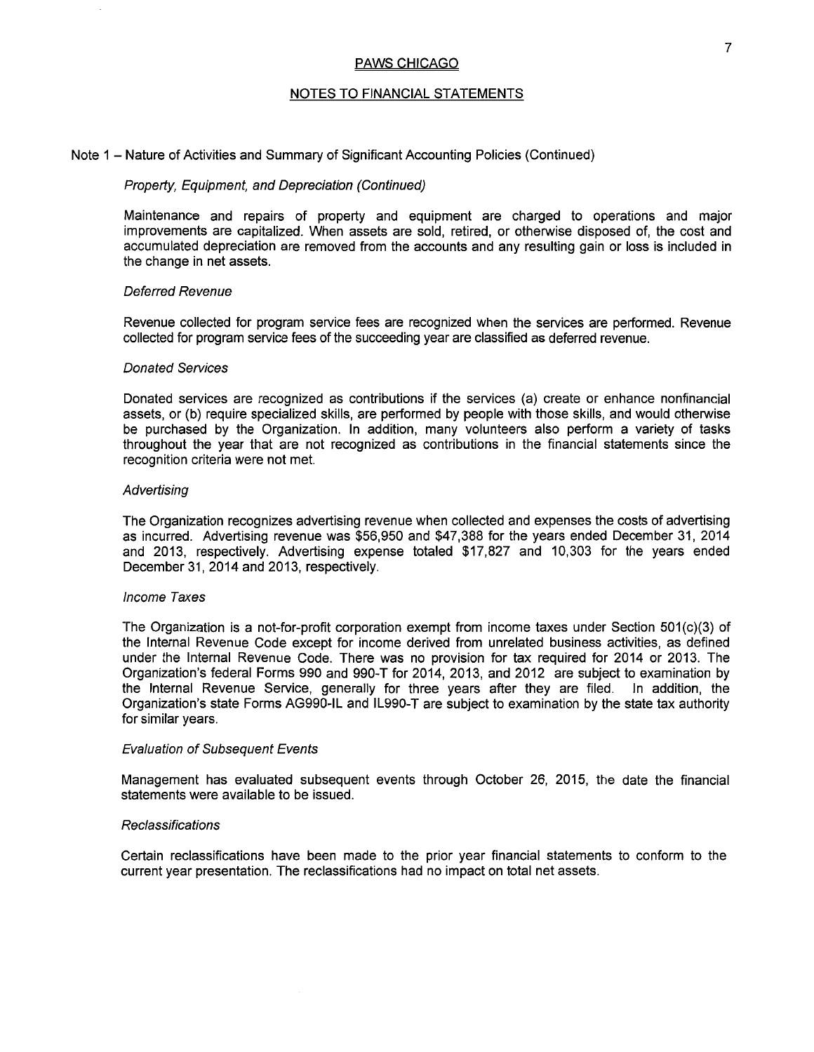PAWS CHICAGO

NOTES TO FINANCIAL STATEMENTS

Note 1 – Nature of Activities and Summary of Significant Accounting Policies (Continued)

*Property, Equipment, and Depreciation (Continued)*

Maintenance and repairs of property and equipment are charged to operations and major improvements are capitalized. When assets are sold, retired, or otherwise disposed of, the cost and accumulated depreciation are removed from the accounts and any resulting gain or loss is included in the change in net assets.

*Deferred Revenue*

Revenue collected for program service fees are recognized when the services are performed. Revenue collected for program service fees of the succeeding year are classified as deferred revenue.

*Donated Services*

Donated services are recognized as contributions if the services (a) create or enhance nonfinancial assets, or (b) require specialized skills, are performed by people with those skills, and would otherwise be purchased by the Organization. In addition, many volunteers also perform a variety of tasks throughout the year that are not recognized as contributions in the financial statements since the recognition criteria were not met.

*Advertising*

The Organization recognizes advertising revenue when collected and expenses the costs of advertising as incurred. Advertising revenue was $56,950 and $47,388 for the years ended December 31, 2014 and 2013, respectively. Advertising expense totaled $17,827 and 10,303 for the years ended December 31, 2014 and 2013, respectively.

*Income Taxes*

The Organization is a not-for-profit corporation exempt from income taxes under Section 501(c)(3) of the Internal Revenue Code except for income derived from unrelated business activities, as defined under the Internal Revenue Code. There was no provision for tax required for 2014 or 2013. The Organization's federal Forms 990 and 990-T for 2014, 2013, and 2012 are subject to examination by the Internal Revenue Service, generally for three years after they are filed. In addition, the Organization's state Forms AG990-IL and IL990-T are subject to examination by the state tax authority for similar years.

*Evaluation of Subsequent Events*

Management has evaluated subsequent events through October 26, 2015, the date the financial statements were available to be issued.

*Reclassifications*

Certain reclassifications have been made to the prior year financial statements to conform to the current year presentation. The reclassifications had no impact on total net assets.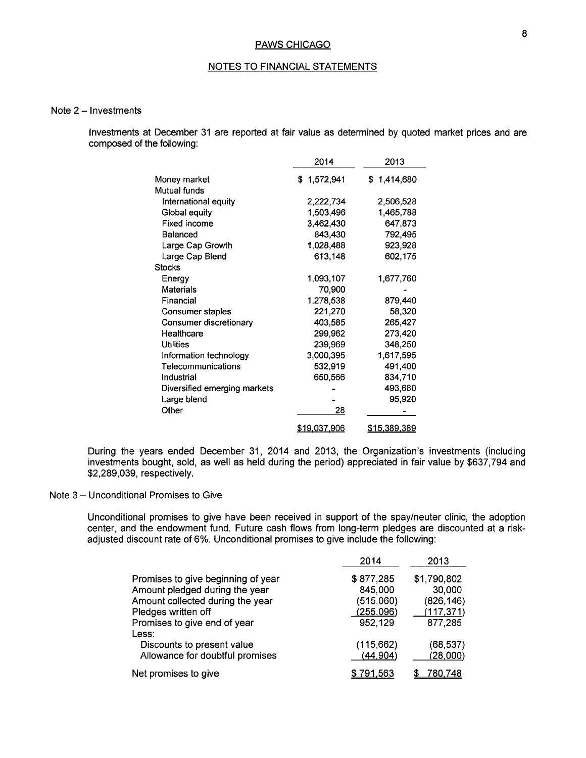## PAWS CHICAGO

## NOTES TO FINANCIAL STATEMENTS

### Note 2 – Investments

Investments at December 31 are reported at fair value as determined by quoted market prices and are composed of the following:

| | 2014 | 2013 |
|---|---|---|
| Money market | $ 1,572,941 | $ 1,414,680 |
| Mutual funds | | |
| International equity | 2,222,734 | 2,506,528 |
| Global equity | 1,503,496 | 1,465,788 |
| Fixed income | 3,462,430 | 647,873 |
| Balanced | 843,430 | 792,495 |
| Large Cap Growth | 1,028,488 | 923,928 |
| Large Cap Blend | 613,148 | 602,175 |
| Stocks | | |
| Energy | 1,093,107 | 1,677,760 |
| Materials | 70,900 | - |
| Financial | 1,278,538 | 879,440 |
| Consumer staples | 221,270 | 58,320 |
| Consumer discretionary | 403,585 | 265,427 |
| Healthcare | 299,962 | 273,420 |
| Utilities | 239,969 | 348,250 |
| Information technology | 3,000,395 | 1,617,595 |
| Telecommunications | 532,919 | 491,400 |
| Industrial | 650,566 | 834,710 |
| Diversified emerging markets | - | 493,680 |
| Large blend | - | 95,920 |
| Other | 28 | - |
| | $19,037,906 | $15,389,389 |

During the years ended December 31, 2014 and 2013, the Organization's investments (including investments bought, sold, as well as held during the period) appreciated in fair value by $637,794 and $2,289,039, respectively.

### Note 3 – Unconditional Promises to Give

Unconditional promises to give have been received in support of the spay/neuter clinic, the adoption center, and the endowment fund. Future cash flows from long-term pledges are discounted at a risk-adjusted discount rate of 6%. Unconditional promises to give include the following:

| | 2014 | 2013 |
|---|---|---|
| Promises to give beginning of year | $ 877,285 | $1,790,802 |
| Amount pledged during the year | 845,000 | 30,000 |
| Amount collected during the year | (515,060) | (826,146) |
| Pledges written off | (255,096) | (117,371) |
| Promises to give end of year | 952,129 | 877,285 |
| Less: | | |
| Discounts to present value | (115,662) | (68,537) |
| Allowance for doubtful promises | (44,904) | (28,000) |
| Net promises to give | $ 791,563 | $ 780,748 |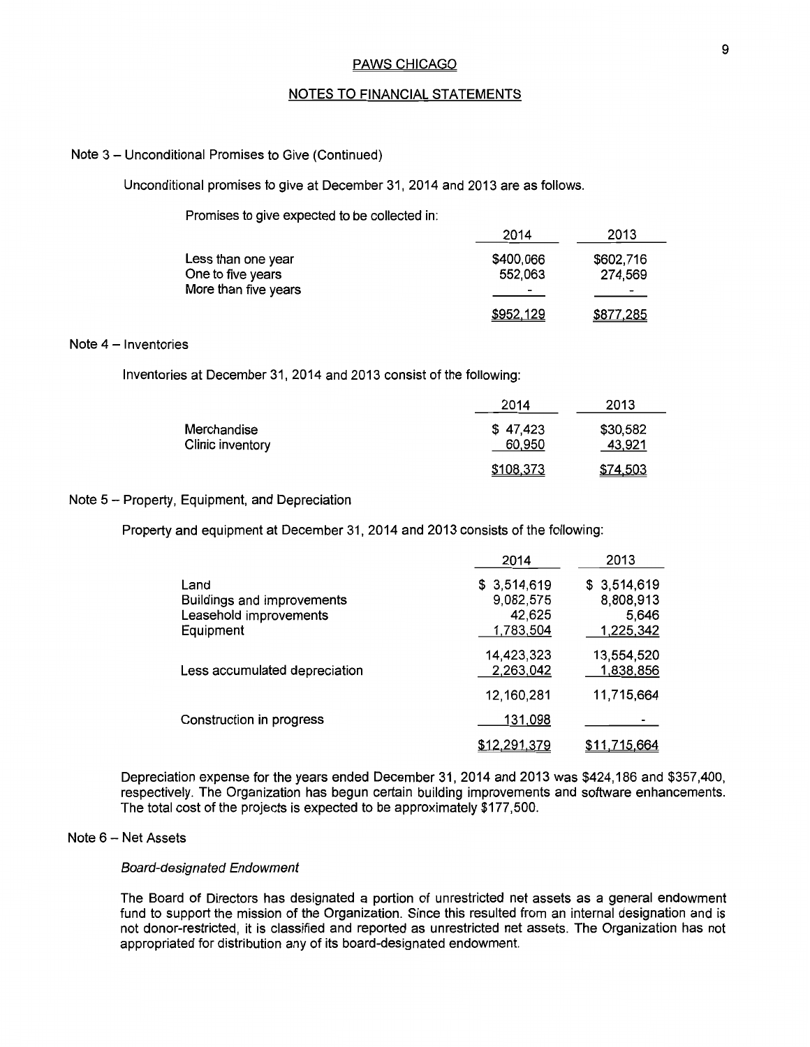PAWS CHICAGO

NOTES TO FINANCIAL STATEMENTS

Note 3 – Unconditional Promises to Give (Continued)

Unconditional promises to give at December 31, 2014 and 2013 are as follows.

Promises to give expected to be collected in:

| | 2014 | 2013 |
|---|---|---|
| Less than one year | $400,066 | $602,716 |
| One to five years | 552,063 | 274,569 |
| More than five years | - | - |
| | $952,129 | $877,285 |

Note 4 – Inventories

Inventories at December 31, 2014 and 2013 consist of the following:

| | 2014 | 2013 |
|---|---|---|
| Merchandise | $ 47,423 | $30,582 |
| Clinic inventory | 60,950 | 43,921 |
| | $108,373 | $74,503 |

Note 5 – Property, Equipment, and Depreciation

Property and equipment at December 31, 2014 and 2013 consists of the following:

| | 2014 | 2013 |
|---|---|---|
| Land | $ 3,514,619 | $ 3,514,619 |
| Buildings and improvements | 9,082,575 | 8,808,913 |
| Leasehold improvements | 42,625 | 5,646 |
| Equipment | 1,783,504 | 1,225,342 |
| | 14,423,323 | 13,554,520 |
| Less accumulated depreciation | 2,263,042 | 1,838,856 |
| | 12,160,281 | 11,715,664 |
| Construction in progress | 131,098 | - |
| | $12,291,379 | $11,715,664 |

Depreciation expense for the years ended December 31, 2014 and 2013 was $424,186 and $357,400, respectively. The Organization has begun certain building improvements and software enhancements. The total cost of the projects is expected to be approximately $177,500.

Note 6 – Net Assets

*Board-designated Endowment*

The Board of Directors has designated a portion of unrestricted net assets as a general endowment fund to support the mission of the Organization. Since this resulted from an internal designation and is not donor-restricted, it is classified and reported as unrestricted net assets. The Organization has not appropriated for distribution any of its board-designated endowment.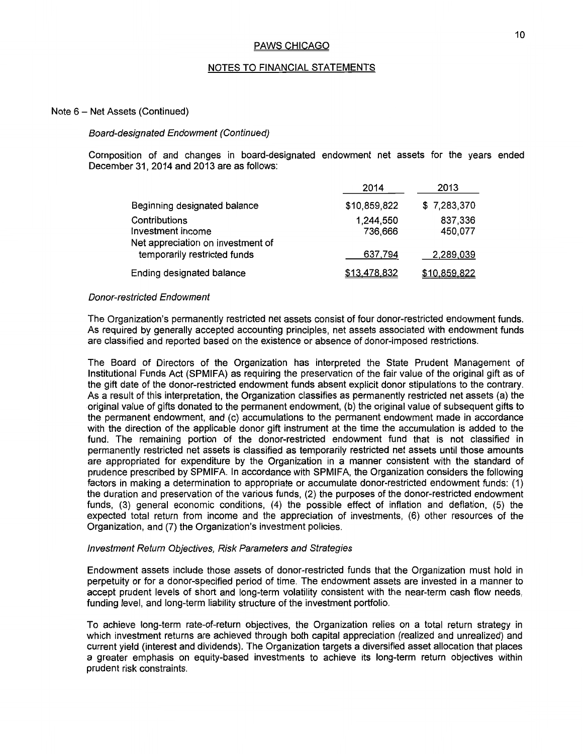## PAWS CHICAGO

## NOTES TO FINANCIAL STATEMENTS

Note 6 – Net Assets (Continued)

*Board-designated Endowment (Continued)*

Composition of and changes in board-designated endowment net assets for the years ended December 31, 2014 and 2013 are as follows:

| | 2014 | 2013 |
|---|---|---|
| Beginning designated balance | $10,859,822 | $ 7,283,370 |
| Contributions | 1,244,550 | 837,336 |
| Investment income | 736,666 | 450,077 |
| Net appreciation on investment of temporarily restricted funds | 637,794 | 2,289,039 |
| Ending designated balance | $13,478,832 | $10,859,822 |

*Donor-restricted Endowment*

The Organization's permanently restricted net assets consist of four donor-restricted endowment funds. As required by generally accepted accounting principles, net assets associated with endowment funds are classified and reported based on the existence or absence of donor-imposed restrictions.

The Board of Directors of the Organization has interpreted the State Prudent Management of Institutional Funds Act (SPMIFA) as requiring the preservation of the fair value of the original gift as of the gift date of the donor-restricted endowment funds absent explicit donor stipulations to the contrary. As a result of this interpretation, the Organization classifies as permanently restricted net assets (a) the original value of gifts donated to the permanent endowment, (b) the original value of subsequent gifts to the permanent endowment, and (c) accumulations to the permanent endowment made in accordance with the direction of the applicable donor gift instrument at the time the accumulation is added to the fund. The remaining portion of the donor-restricted endowment fund that is not classified in permanently restricted net assets is classified as temporarily restricted net assets until those amounts are appropriated for expenditure by the Organization in a manner consistent with the standard of prudence prescribed by SPMIFA. In accordance with SPMIFA, the Organization considers the following factors in making a determination to appropriate or accumulate donor-restricted endowment funds: (1) the duration and preservation of the various funds, (2) the purposes of the donor-restricted endowment funds, (3) general economic conditions, (4) the possible effect of inflation and deflation, (5) the expected total return from income and the appreciation of investments, (6) other resources of the Organization, and (7) the Organization's investment policies.

*Investment Return Objectives, Risk Parameters and Strategies*

Endowment assets include those assets of donor-restricted funds that the Organization must hold in perpetuity or for a donor-specified period of time. The endowment assets are invested in a manner to accept prudent levels of short and long-term volatility consistent with the near-term cash flow needs, funding level, and long-term liability structure of the investment portfolio.

To achieve long-term rate-of-return objectives, the Organization relies on a total return strategy in which investment returns are achieved through both capital appreciation (realized and unrealized) and current yield (interest and dividends). The Organization targets a diversified asset allocation that places a greater emphasis on equity-based investments to achieve its long-term return objectives within prudent risk constraints.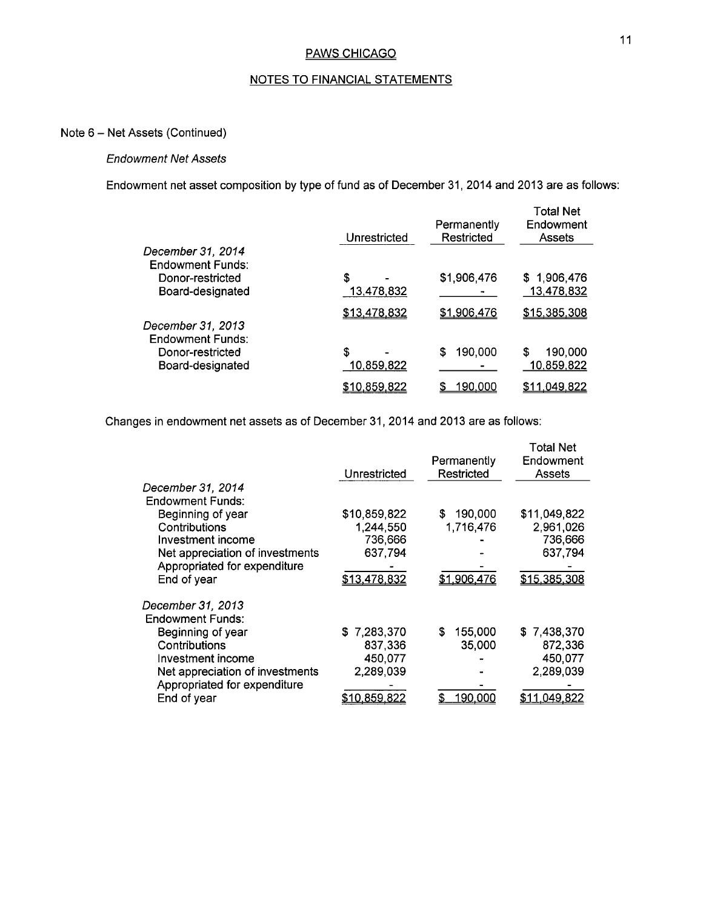## PAWS CHICAGO

## NOTES TO FINANCIAL STATEMENTS

### Note 6 – Net Assets (Continued)

*Endowment Net Assets*

Endowment net asset composition by type of fund as of December 31, 2014 and 2013 are as follows:

| | Unrestricted | Permanently Restricted | Total Net Endowment Assets |
|---|---|---|---|
| *December 31, 2014* | | | |
| Endowment Funds: | | | |
| Donor-restricted | $ - | $1,906,476 | $ 1,906,476 |
| Board-designated | 13,478,832 | - | 13,478,832 |
| | $13,478,832 | $1,906,476 | $15,385,308 |
| *December 31, 2013* | | | |
| Endowment Funds: | | | |
| Donor-restricted | $ - | $ 190,000 | $ 190,000 |
| Board-designated | 10,859,822 | - | 10,859,822 |
| | $10,859,822 | $ 190,000 | $11,049,822 |

Changes in endowment net assets as of December 31, 2014 and 2013 are as follows:

| | Unrestricted | Permanently Restricted | Total Net Endowment Assets |
|---|---|---|---|
| *December 31, 2014* | | | |
| Endowment Funds: | | | |
| Beginning of year | $10,859,822 | $ 190,000 | $11,049,822 |
| Contributions | 1,244,550 | 1,716,476 | 2,961,026 |
| Investment income | 736,666 | - | 736,666 |
| Net appreciation of investments | 637,794 | - | 637,794 |
| Appropriated for expenditure | - | - | - |
| End of year | $13,478,832 | $1,906,476 | $15,385,308 |
| *December 31, 2013* | | | |
| Endowment Funds: | | | |
| Beginning of year | $ 7,283,370 | $ 155,000 | $ 7,438,370 |
| Contributions | 837,336 | 35,000 | 872,336 |
| Investment income | 450,077 | - | 450,077 |
| Net appreciation of investments | 2,289,039 | - | 2,289,039 |
| Appropriated for expenditure | - | - | - |
| End of year | $10,859,822 | $ 190,000 | $11,049,822 |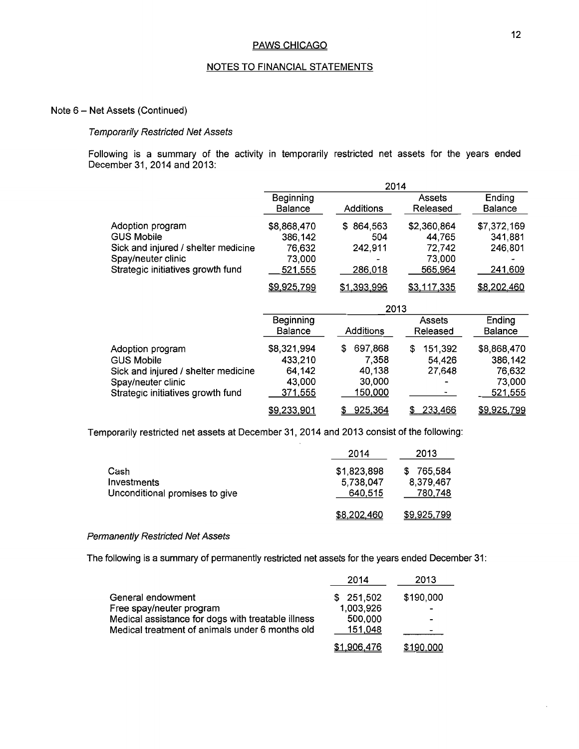PAWS CHICAGO

NOTES TO FINANCIAL STATEMENTS

Note 6 – Net Assets (Continued)

*Temporarily Restricted Net Assets*

Following is a summary of the activity in temporarily restricted net assets for the years ended December 31, 2014 and 2013:

| | 2014 | | | |
|---|---|---|---|---|
| | Beginning Balance | Additions | Assets Released | Ending Balance |
| Adoption program | $8,868,470 | $ 864,563 | $2,360,864 | $7,372,169 |
| GUS Mobile | 386,142 | 504 | 44,765 | 341,881 |
| Sick and injured / shelter medicine | 76,632 | 242,911 | 72,742 | 246,801 |
| Spay/neuter clinic | 73,000 | - | 73,000 | - |
| Strategic initiatives growth fund | 521,555 | 286,018 | 565,964 | 241,609 |
| | $9,925,799 | $1,393,996 | $3,117,335 | $8,202,460 |

| | 2013 | | | |
|---|---|---|---|---|
| | Beginning Balance | Additions | Assets Released | Ending Balance |
| Adoption program | $8,321,994 | $ 697,868 | $ 151,392 | $8,868,470 |
| GUS Mobile | 433,210 | 7,358 | 54,426 | 386,142 |
| Sick and injured / shelter medicine | 64,142 | 40,138 | 27,648 | 76,632 |
| Spay/neuter clinic | 43,000 | 30,000 | - | 73,000 |
| Strategic initiatives growth fund | 371,555 | 150,000 | - | 521,555 |
| | $9,233,901 | $ 925,364 | $ 233,466 | $9,925,799 |

Temporarily restricted net assets at December 31, 2014 and 2013 consist of the following:

| | 2014 | 2013 |
|---|---|---|
| Cash | $1,823,898 | $ 765,584 |
| Investments | 5,738,047 | 8,379,467 |
| Unconditional promises to give | 640,515 | 780,748 |
| | $8,202,460 | $9,925,799 |

*Permanently Restricted Net Assets*

The following is a summary of permanently restricted net assets for the years ended December 31:

| | 2014 | 2013 |
|---|---|---|
| General endowment | $ 251,502 | $190,000 |
| Free spay/neuter program | 1,003,926 | - |
| Medical assistance for dogs with treatable illness | 500,000 | - |
| Medical treatment of animals under 6 months old | 151,048 | - |
| | $1,906,476 | $190,000 |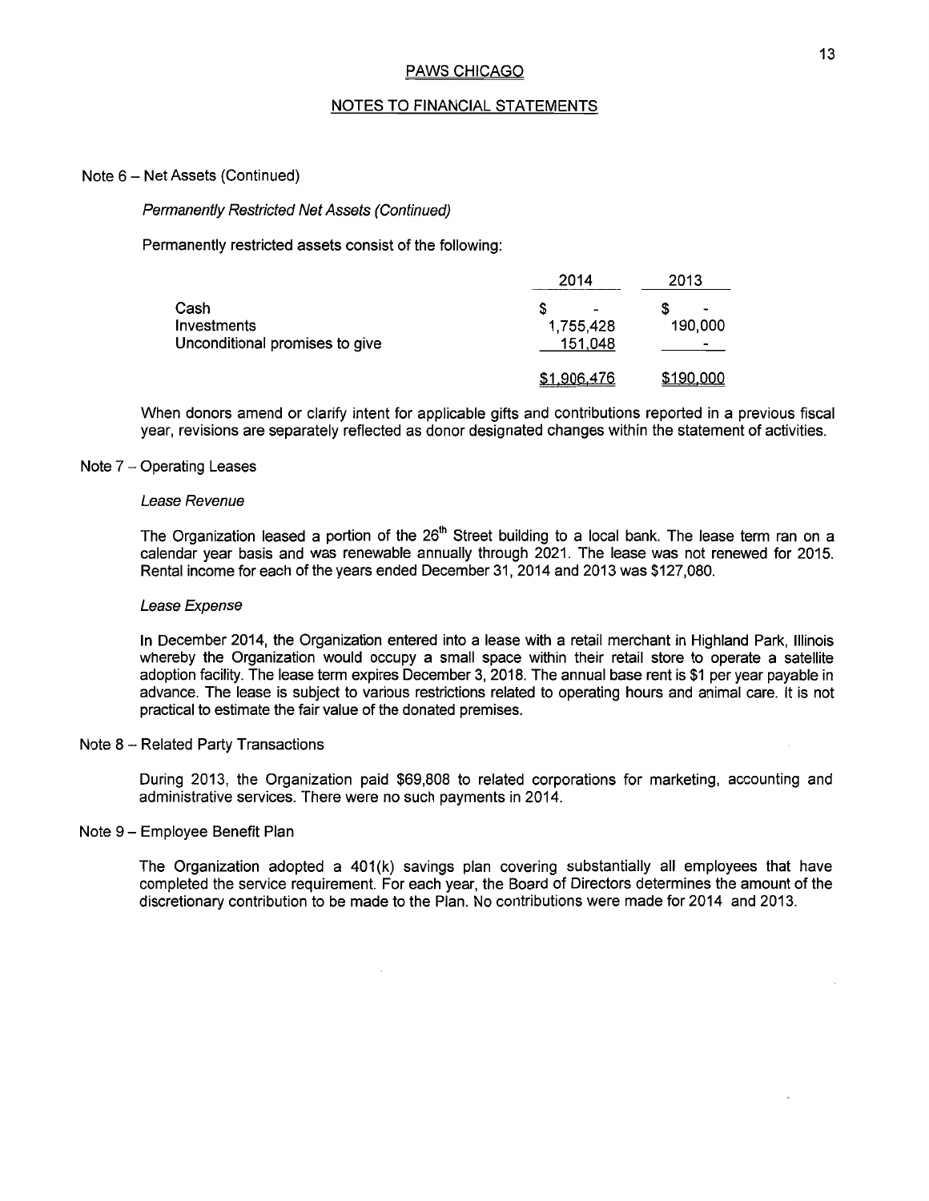## PAWS CHICAGO

## NOTES TO FINANCIAL STATEMENTS

Note 6 – Net Assets (Continued)

*Permanently Restricted Net Assets (Continued)*

Permanently restricted assets consist of the following:

| | 2014 | 2013 |
|---|---|---|
| Cash | $ - | $ - |
| Investments | 1,755,428 | 190,000 |
| Unconditional promises to give | 151,048 | - |
| | $1,906,476 | $190,000 |

When donors amend or clarify intent for applicable gifts and contributions reported in a previous fiscal year, revisions are separately reflected as donor designated changes within the statement of activities.

Note 7 – Operating Leases

*Lease Revenue*

The Organization leased a portion of the 26th Street building to a local bank. The lease term ran on a calendar year basis and was renewable annually through 2021. The lease was not renewed for 2015. Rental income for each of the years ended December 31, 2014 and 2013 was $127,080.

*Lease Expense*

In December 2014, the Organization entered into a lease with a retail merchant in Highland Park, Illinois whereby the Organization would occupy a small space within their retail store to operate a satellite adoption facility. The lease term expires December 3, 2018. The annual base rent is $1 per year payable in advance. The lease is subject to various restrictions related to operating hours and animal care. It is not practical to estimate the fair value of the donated premises.

Note 8 – Related Party Transactions

During 2013, the Organization paid $69,808 to related corporations for marketing, accounting and administrative services. There were no such payments in 2014.

Note 9 – Employee Benefit Plan

The Organization adopted a 401(k) savings plan covering substantially all employees that have completed the service requirement. For each year, the Board of Directors determines the amount of the discretionary contribution to be made to the Plan. No contributions were made for 2014 and 2013.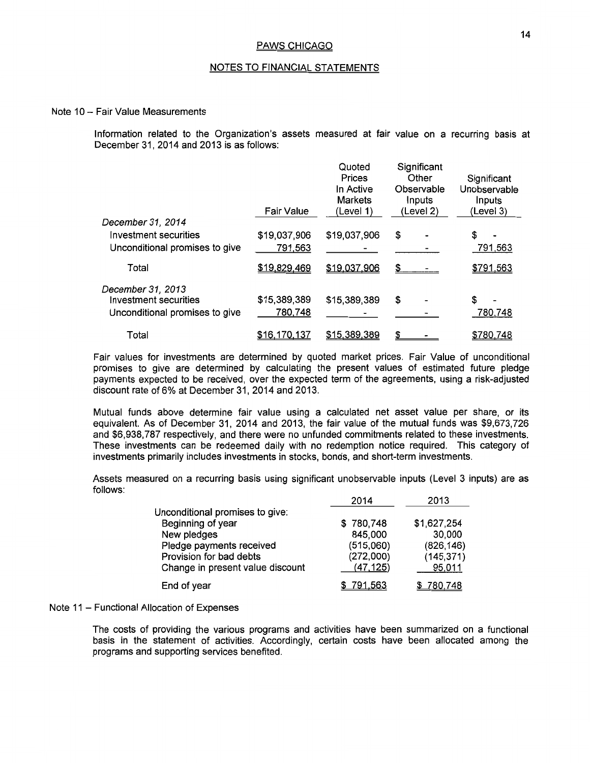PAWS CHICAGO

NOTES TO FINANCIAL STATEMENTS

Note 10 – Fair Value Measurements

Information related to the Organization's assets measured at fair value on a recurring basis at December 31, 2014 and 2013 is as follows:

| | Fair Value | Quoted Prices In Active Markets (Level 1) | Significant Other Observable Inputs (Level 2) | Significant Unobservable Inputs (Level 3) |
|---|---|---|---|---|
| *December 31, 2014* | | | | |
| Investment securities | $19,037,906 | $19,037,906 | $ - | $ - |
| Unconditional promises to give | 791,563 | - | - | 791,563 |
| Total | $19,829,469 | $19,037,906 | $ - | $791,563 |
| *December 31, 2013* | | | | |
| Investment securities | $15,389,389 | $15,389,389 | $ - | $ - |
| Unconditional promises to give | 780,748 | - | - | 780,748 |
| Total | $16,170,137 | $15,389,389 | $ - | $780,748 |

Fair values for investments are determined by quoted market prices. Fair Value of unconditional promises to give are determined by calculating the present values of estimated future pledge payments expected to be received, over the expected term of the agreements, using a risk-adjusted discount rate of 6% at December 31, 2014 and 2013.

Mutual funds above determine fair value using a calculated net asset value per share, or its equivalent. As of December 31, 2014 and 2013, the fair value of the mutual funds was $9,673,726 and $6,938,787 respectively, and there were no unfunded commitments related to these investments. These investments can be redeemed daily with no redemption notice required. This category of investments primarily includes investments in stocks, bonds, and short-term investments.

Assets measured on a recurring basis using significant unobservable inputs (Level 3 inputs) are as follows:

| | 2014 | 2013 |
|---|---|---|
| Unconditional promises to give: | | |
| Beginning of year | $ 780,748 | $1,627,254 |
| New pledges | 845,000 | 30,000 |
| Pledge payments received | (515,060) | (826,146) |
| Provision for bad debts | (272,000) | (145,371) |
| Change in present value discount | (47,125) | 95,011 |
| End of year | $ 791,563 | $ 780,748 |

Note 11 – Functional Allocation of Expenses

The costs of providing the various programs and activities have been summarized on a functional basis in the statement of activities. Accordingly, certain costs have been allocated among the programs and supporting services benefited.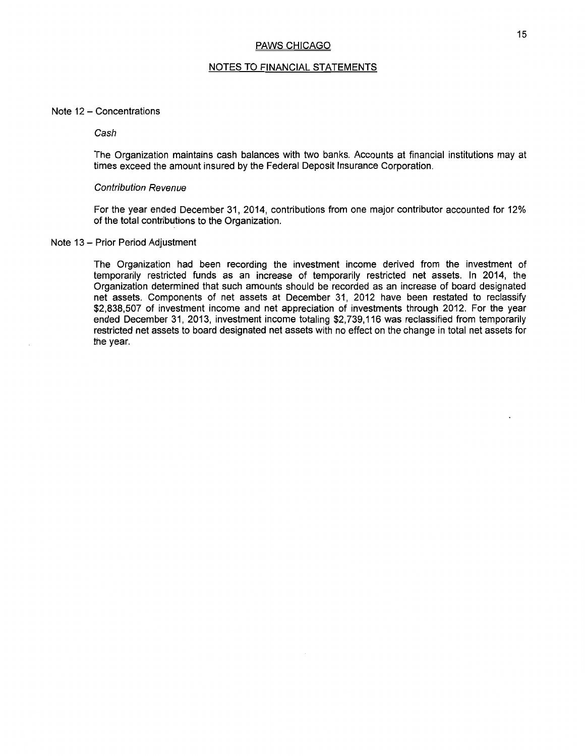PAWS CHICAGO

NOTES TO FINANCIAL STATEMENTS

Note 12 – Concentrations

*Cash*

The Organization maintains cash balances with two banks. Accounts at financial institutions may at times exceed the amount insured by the Federal Deposit Insurance Corporation.

*Contribution Revenue*

For the year ended December 31, 2014, contributions from one major contributor accounted for 12% of the total contributions to the Organization.

Note 13 – Prior Period Adjustment

The Organization had been recording the investment income derived from the investment of temporarily restricted funds as an increase of temporarily restricted net assets. In 2014, the Organization determined that such amounts should be recorded as an increase of board designated net assets. Components of net assets at December 31, 2012 have been restated to reclassify $2,838,507 of investment income and net appreciation of investments through 2012. For the year ended December 31, 2013, investment income totaling $2,739,116 was reclassified from temporarily restricted net assets to board designated net assets with no effect on the change in total net assets for the year.